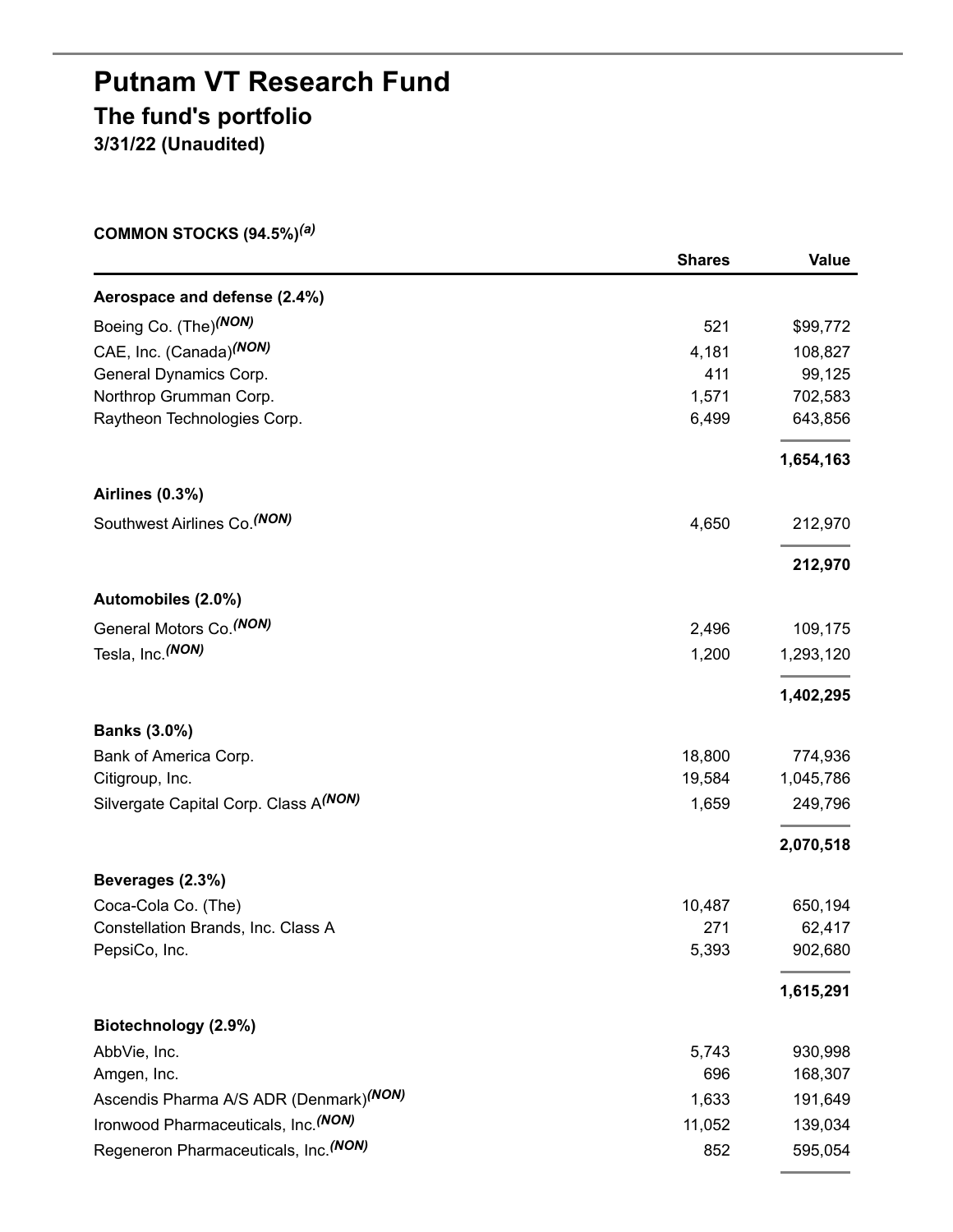# Putnam VT Research Fund

## The fund's portfolio

### 3/31/22 (Unaudited)

**COMMON STOCKS (94.5%)[(a)]**

| | Shares | Value |
|---|---|---|
| **Aerospace and defense (2.4%)** | | |
| Boeing Co. (The)[(NON)] | 521 | $99,772 |
| CAE, Inc. (Canada)[(NON)] | 4,181 | 108,827 |
| General Dynamics Corp. | 411 | 99,125 |
| Northrop Grumman Corp. | 1,571 | 702,583 |
| Raytheon Technologies Corp. | 6,499 | 643,856 |
| | | **1,654,163** |
| **Airlines (0.3%)** | | |
| Southwest Airlines Co.[(NON)] | 4,650 | 212,970 |
| | | **212,970** |
| **Automobiles (2.0%)** | | |
| General Motors Co.[(NON)] | 2,496 | 109,175 |
| Tesla, Inc.[(NON)] | 1,200 | 1,293,120 |
| | | **1,402,295** |
| **Banks (3.0%)** | | |
| Bank of America Corp. | 18,800 | 774,936 |
| Citigroup, Inc. | 19,584 | 1,045,786 |
| Silvergate Capital Corp. Class A[(NON)] | 1,659 | 249,796 |
| | | **2,070,518** |
| **Beverages (2.3%)** | | |
| Coca-Cola Co. (The) | 10,487 | 650,194 |
| Constellation Brands, Inc. Class A | 271 | 62,417 |
| PepsiCo, Inc. | 5,393 | 902,680 |
| | | **1,615,291** |
| **Biotechnology (2.9%)** | | |
| AbbVie, Inc. | 5,743 | 930,998 |
| Amgen, Inc. | 696 | 168,307 |
| Ascendis Pharma A/S ADR (Denmark)[(NON)] | 1,633 | 191,649 |
| Ironwood Pharmaceuticals, Inc.[(NON)] | 11,052 | 139,034 |
| Regeneron Pharmaceuticals, Inc.[(NON)] | 852 | 595,054 |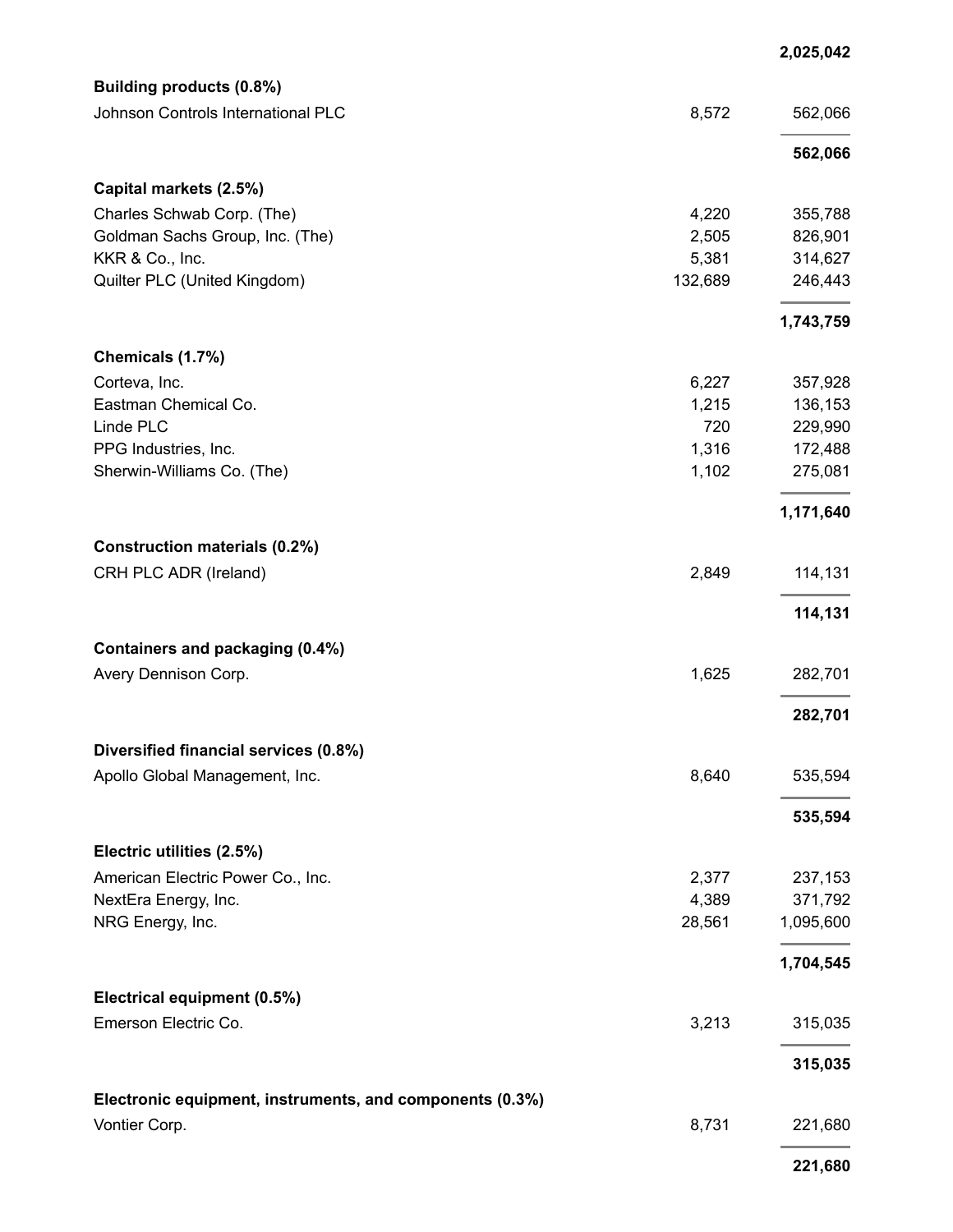| | | |
|---|---|---|
| | | **2,025,042** |
| **Building products (0.8%)** | | |
| Johnson Controls International PLC | 8,572 | 562,066 |
| | | **562,066** |
| **Capital markets (2.5%)** | | |
| Charles Schwab Corp. (The) | 4,220 | 355,788 |
| Goldman Sachs Group, Inc. (The) | 2,505 | 826,901 |
| KKR & Co., Inc. | 5,381 | 314,627 |
| Quilter PLC (United Kingdom) | 132,689 | 246,443 |
| | | **1,743,759** |
| **Chemicals (1.7%)** | | |
| Corteva, Inc. | 6,227 | 357,928 |
| Eastman Chemical Co. | 1,215 | 136,153 |
| Linde PLC | 720 | 229,990 |
| PPG Industries, Inc. | 1,316 | 172,488 |
| Sherwin-Williams Co. (The) | 1,102 | 275,081 |
| | | **1,171,640** |
| **Construction materials (0.2%)** | | |
| CRH PLC ADR (Ireland) | 2,849 | 114,131 |
| | | **114,131** |
| **Containers and packaging (0.4%)** | | |
| Avery Dennison Corp. | 1,625 | 282,701 |
| | | **282,701** |
| **Diversified financial services (0.8%)** | | |
| Apollo Global Management, Inc. | 8,640 | 535,594 |
| | | **535,594** |
| **Electric utilities (2.5%)** | | |
| American Electric Power Co., Inc. | 2,377 | 237,153 |
| NextEra Energy, Inc. | 4,389 | 371,792 |
| NRG Energy, Inc. | 28,561 | 1,095,600 |
| | | **1,704,545** |
| **Electrical equipment (0.5%)** | | |
| Emerson Electric Co. | 3,213 | 315,035 |
| | | **315,035** |
| **Electronic equipment, instruments, and components (0.3%)** | | |
| Vontier Corp. | 8,731 | 221,680 |
| | | **221,680** |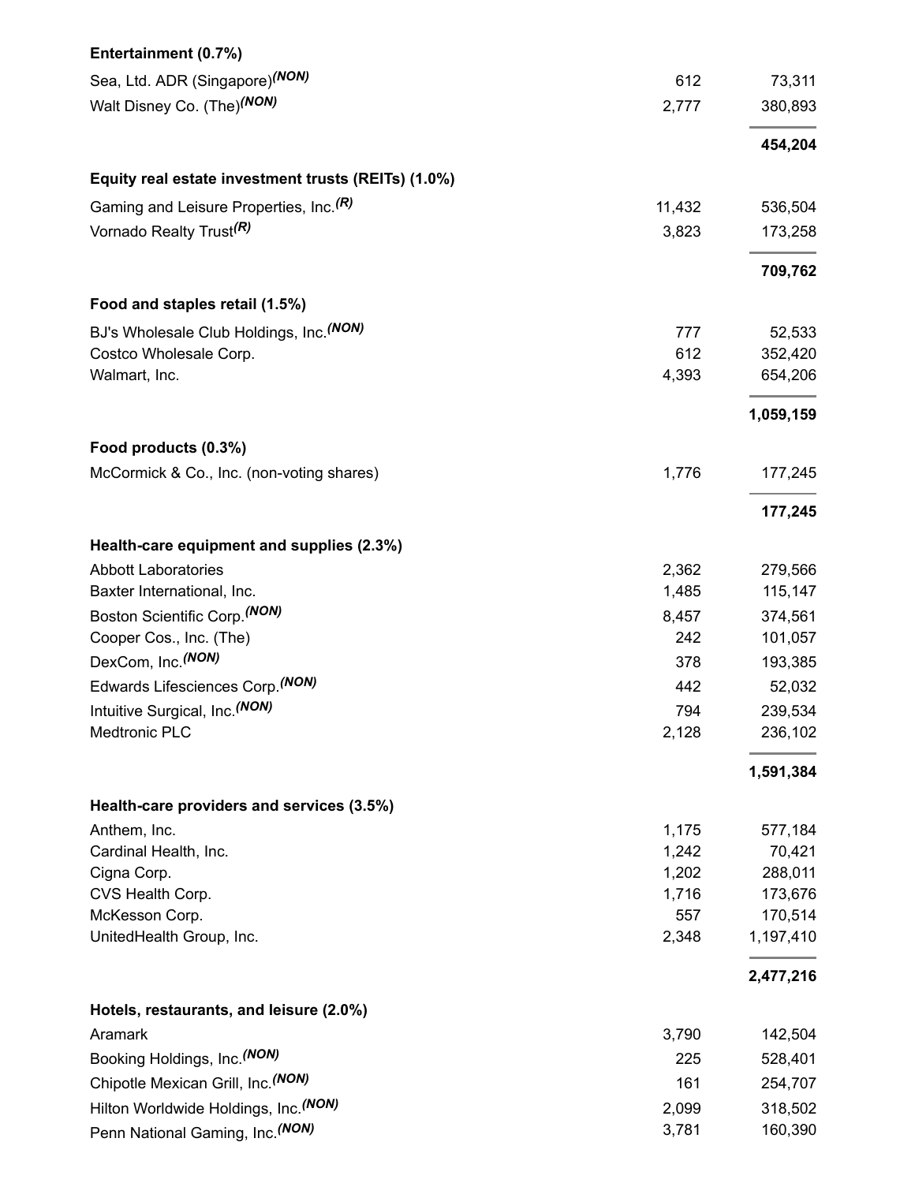| | | |
|---|---|---|
| **Entertainment (0.7%)** | | |
| Sea, Ltd. ADR (Singapore)*(NON)* | 612 | 73,311 |
| Walt Disney Co. (The)*(NON)* | 2,777 | 380,893 |
| | | **454,204** |
| **Equity real estate investment trusts (REITs) (1.0%)** | | |
| Gaming and Leisure Properties, Inc.*(R)* | 11,432 | 536,504 |
| Vornado Realty Trust*(R)* | 3,823 | 173,258 |
| | | **709,762** |
| **Food and staples retail (1.5%)** | | |
| BJ's Wholesale Club Holdings, Inc.*(NON)* | 777 | 52,533 |
| Costco Wholesale Corp. | 612 | 352,420 |
| Walmart, Inc. | 4,393 | 654,206 |
| | | **1,059,159** |
| **Food products (0.3%)** | | |
| McCormick & Co., Inc. (non-voting shares) | 1,776 | 177,245 |
| | | **177,245** |
| **Health-care equipment and supplies (2.3%)** | | |
| Abbott Laboratories | 2,362 | 279,566 |
| Baxter International, Inc. | 1,485 | 115,147 |
| Boston Scientific Corp.*(NON)* | 8,457 | 374,561 |
| Cooper Cos., Inc. (The) | 242 | 101,057 |
| DexCom, Inc.*(NON)* | 378 | 193,385 |
| Edwards Lifesciences Corp.*(NON)* | 442 | 52,032 |
| Intuitive Surgical, Inc.*(NON)* | 794 | 239,534 |
| Medtronic PLC | 2,128 | 236,102 |
| | | **1,591,384** |
| **Health-care providers and services (3.5%)** | | |
| Anthem, Inc. | 1,175 | 577,184 |
| Cardinal Health, Inc. | 1,242 | 70,421 |
| Cigna Corp. | 1,202 | 288,011 |
| CVS Health Corp. | 1,716 | 173,676 |
| McKesson Corp. | 557 | 170,514 |
| UnitedHealth Group, Inc. | 2,348 | 1,197,410 |
| | | **2,477,216** |
| **Hotels, restaurants, and leisure (2.0%)** | | |
| Aramark | 3,790 | 142,504 |
| Booking Holdings, Inc.*(NON)* | 225 | 528,401 |
| Chipotle Mexican Grill, Inc.*(NON)* | 161 | 254,707 |
| Hilton Worldwide Holdings, Inc.*(NON)* | 2,099 | 318,502 |
| Penn National Gaming, Inc.*(NON)* | 3,781 | 160,390 |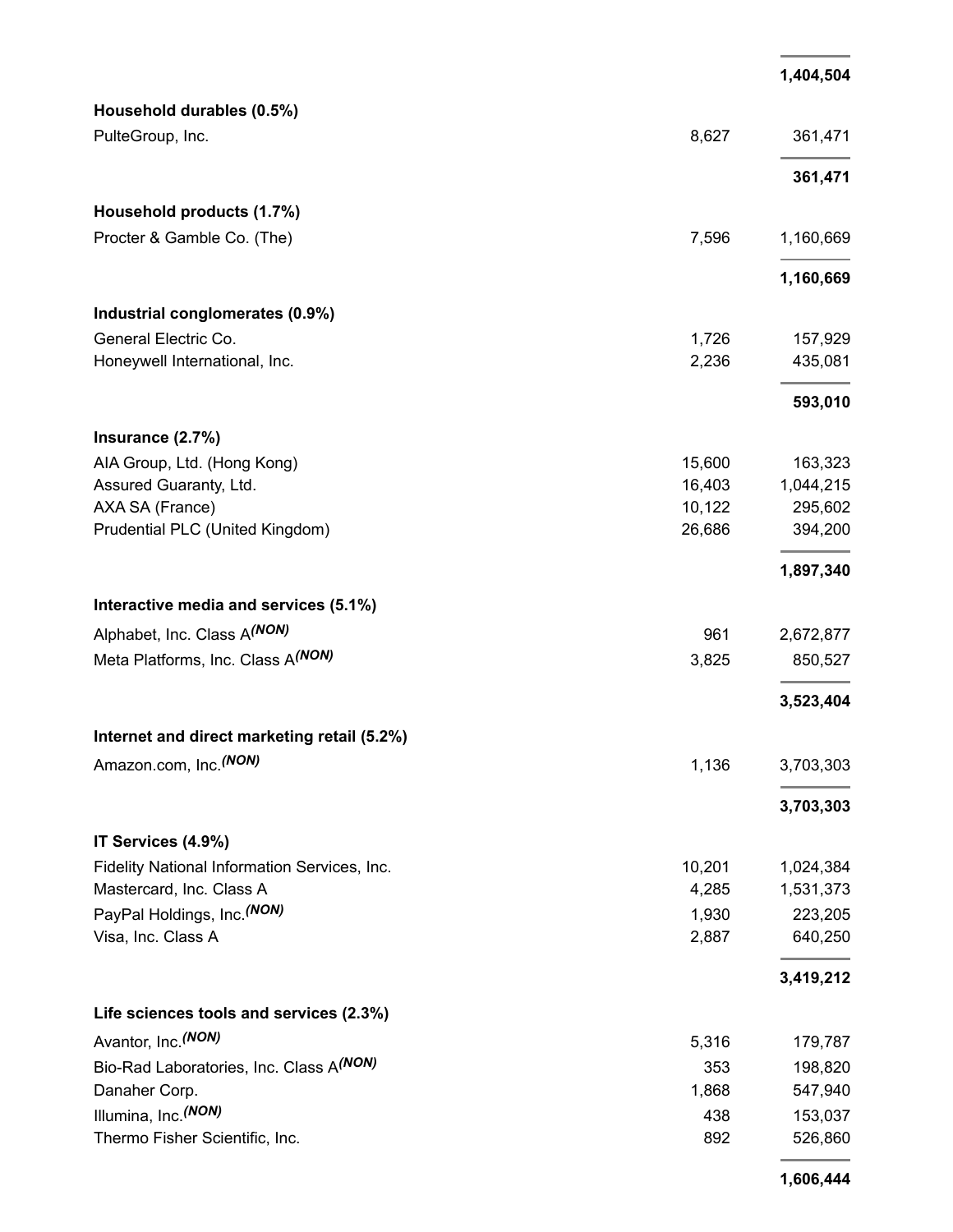| | | |
|---|---|---|
| | | **1,404,504** |
| **Household durables (0.5%)** | | |
| PulteGroup, Inc. | 8,627 | 361,471 |
| | | **361,471** |
| **Household products (1.7%)** | | |
| Procter & Gamble Co. (The) | 7,596 | 1,160,669 |
| | | **1,160,669** |
| **Industrial conglomerates (0.9%)** | | |
| General Electric Co. | 1,726 | 157,929 |
| Honeywell International, Inc. | 2,236 | 435,081 |
| | | **593,010** |
| **Insurance (2.7%)** | | |
| AIA Group, Ltd. (Hong Kong) | 15,600 | 163,323 |
| Assured Guaranty, Ltd. | 16,403 | 1,044,215 |
| AXA SA (France) | 10,122 | 295,602 |
| Prudential PLC (United Kingdom) | 26,686 | 394,200 |
| | | **1,897,340** |
| **Interactive media and services (5.1%)** | | |
| Alphabet, Inc. Class A *(NON)* | 961 | 2,672,877 |
| Meta Platforms, Inc. Class A *(NON)* | 3,825 | 850,527 |
| | | **3,523,404** |
| **Internet and direct marketing retail (5.2%)** | | |
| Amazon.com, Inc. *(NON)* | 1,136 | 3,703,303 |
| | | **3,703,303** |
| **IT Services (4.9%)** | | |
| Fidelity National Information Services, Inc. | 10,201 | 1,024,384 |
| Mastercard, Inc. Class A | 4,285 | 1,531,373 |
| PayPal Holdings, Inc. *(NON)* | 1,930 | 223,205 |
| Visa, Inc. Class A | 2,887 | 640,250 |
| | | **3,419,212** |
| **Life sciences tools and services (2.3%)** | | |
| Avantor, Inc. *(NON)* | 5,316 | 179,787 |
| Bio-Rad Laboratories, Inc. Class A *(NON)* | 353 | 198,820 |
| Danaher Corp. | 1,868 | 547,940 |
| Illumina, Inc. *(NON)* | 438 | 153,037 |
| Thermo Fisher Scientific, Inc. | 892 | 526,860 |
| | | **1,606,444** |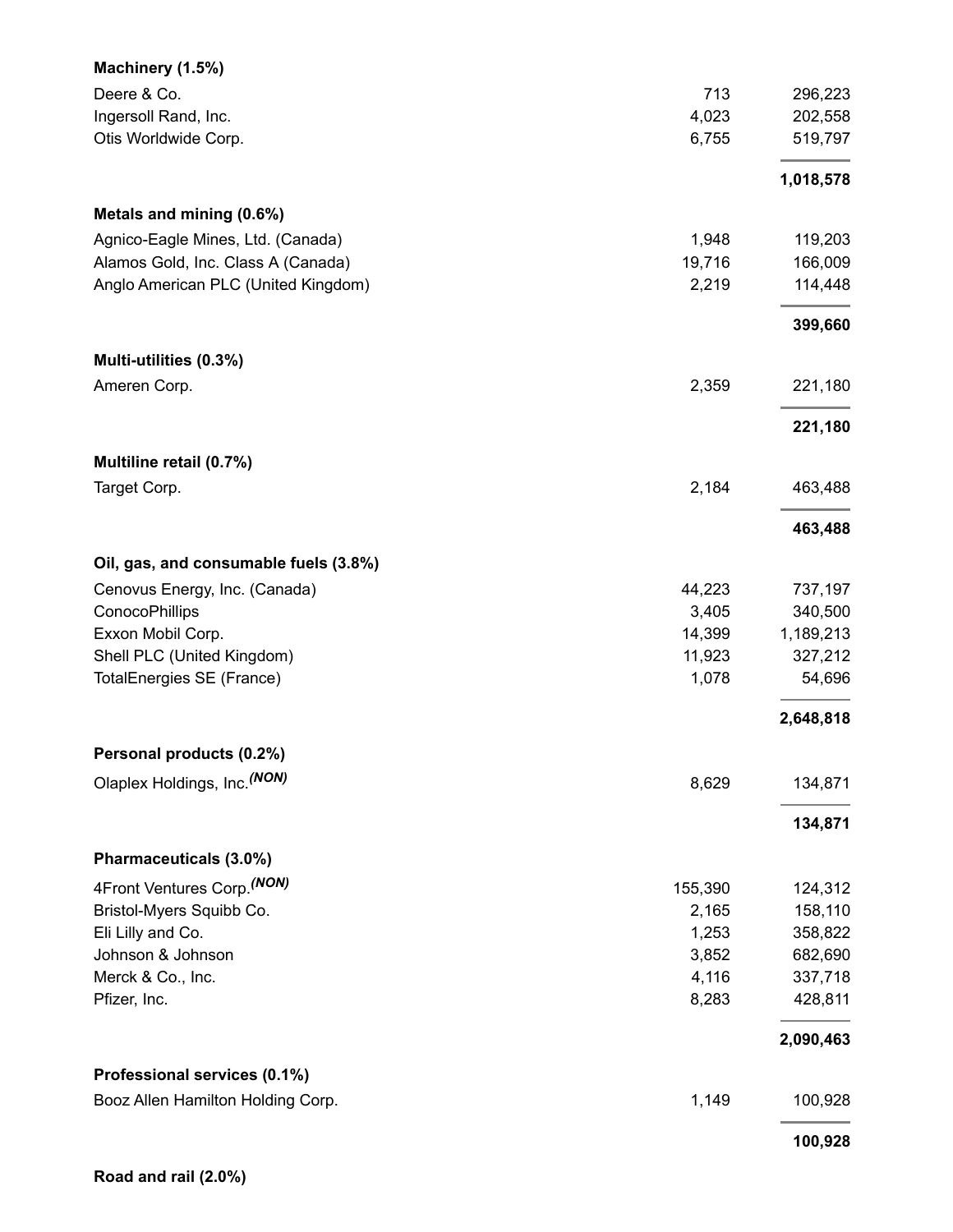| | | |
|---|---|---|
| **Machinery (1.5%)** | | |
| Deere & Co. | 713 | 296,223 |
| Ingersoll Rand, Inc. | 4,023 | 202,558 |
| Otis Worldwide Corp. | 6,755 | 519,797 |
| | | **1,018,578** |
| **Metals and mining (0.6%)** | | |
| Agnico-Eagle Mines, Ltd. (Canada) | 1,948 | 119,203 |
| Alamos Gold, Inc. Class A (Canada) | 19,716 | 166,009 |
| Anglo American PLC (United Kingdom) | 2,219 | 114,448 |
| | | **399,660** |
| **Multi-utilities (0.3%)** | | |
| Ameren Corp. | 2,359 | 221,180 |
| | | **221,180** |
| **Multiline retail (0.7%)** | | |
| Target Corp. | 2,184 | 463,488 |
| | | **463,488** |
| **Oil, gas, and consumable fuels (3.8%)** | | |
| Cenovus Energy, Inc. (Canada) | 44,223 | 737,197 |
| ConocoPhillips | 3,405 | 340,500 |
| Exxon Mobil Corp. | 14,399 | 1,189,213 |
| Shell PLC (United Kingdom) | 11,923 | 327,212 |
| TotalEnergies SE (France) | 1,078 | 54,696 |
| | | **2,648,818** |
| **Personal products (0.2%)** | | |
| Olaplex Holdings, Inc.*(NON)* | 8,629 | 134,871 |
| | | **134,871** |
| **Pharmaceuticals (3.0%)** | | |
| 4Front Ventures Corp.*(NON)* | 155,390 | 124,312 |
| Bristol-Myers Squibb Co. | 2,165 | 158,110 |
| Eli Lilly and Co. | 1,253 | 358,822 |
| Johnson & Johnson | 3,852 | 682,690 |
| Merck & Co., Inc. | 4,116 | 337,718 |
| Pfizer, Inc. | 8,283 | 428,811 |
| | | **2,090,463** |
| **Professional services (0.1%)** | | |
| Booz Allen Hamilton Holding Corp. | 1,149 | 100,928 |
| | | **100,928** |
| **Road and rail (2.0%)** | | |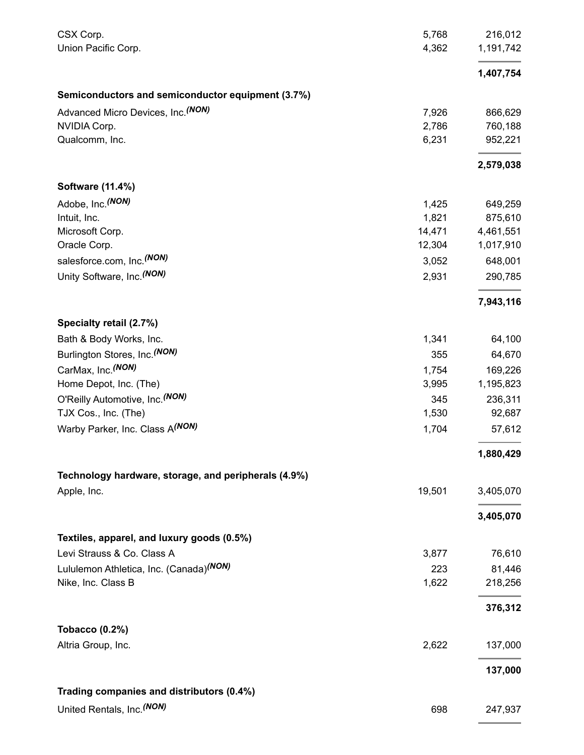| | | |
|---|---|---|
| CSX Corp. | 5,768 | 216,012 |
| Union Pacific Corp. | 4,362 | 1,191,742 |
| | | **1,407,754** |
| **Semiconductors and semiconductor equipment (3.7%)** | | |
| Advanced Micro Devices, Inc.*(NON)* | 7,926 | 866,629 |
| NVIDIA Corp. | 2,786 | 760,188 |
| Qualcomm, Inc. | 6,231 | 952,221 |
| | | **2,579,038** |
| **Software (11.4%)** | | |
| Adobe, Inc.*(NON)* | 1,425 | 649,259 |
| Intuit, Inc. | 1,821 | 875,610 |
| Microsoft Corp. | 14,471 | 4,461,551 |
| Oracle Corp. | 12,304 | 1,017,910 |
| salesforce.com, Inc.*(NON)* | 3,052 | 648,001 |
| Unity Software, Inc.*(NON)* | 2,931 | 290,785 |
| | | **7,943,116** |
| **Specialty retail (2.7%)** | | |
| Bath & Body Works, Inc. | 1,341 | 64,100 |
| Burlington Stores, Inc.*(NON)* | 355 | 64,670 |
| CarMax, Inc.*(NON)* | 1,754 | 169,226 |
| Home Depot, Inc. (The) | 3,995 | 1,195,823 |
| O'Reilly Automotive, Inc.*(NON)* | 345 | 236,311 |
| TJX Cos., Inc. (The) | 1,530 | 92,687 |
| Warby Parker, Inc. Class A*(NON)* | 1,704 | 57,612 |
| | | **1,880,429** |
| **Technology hardware, storage, and peripherals (4.9%)** | | |
| Apple, Inc. | 19,501 | 3,405,070 |
| | | **3,405,070** |
| **Textiles, apparel, and luxury goods (0.5%)** | | |
| Levi Strauss & Co. Class A | 3,877 | 76,610 |
| Lululemon Athletica, Inc. (Canada)*(NON)* | 223 | 81,446 |
| Nike, Inc. Class B | 1,622 | 218,256 |
| | | **376,312** |
| **Tobacco (0.2%)** | | |
| Altria Group, Inc. | 2,622 | 137,000 |
| | | **137,000** |
| **Trading companies and distributors (0.4%)** | | |
| United Rentals, Inc.*(NON)* | 698 | 247,937 |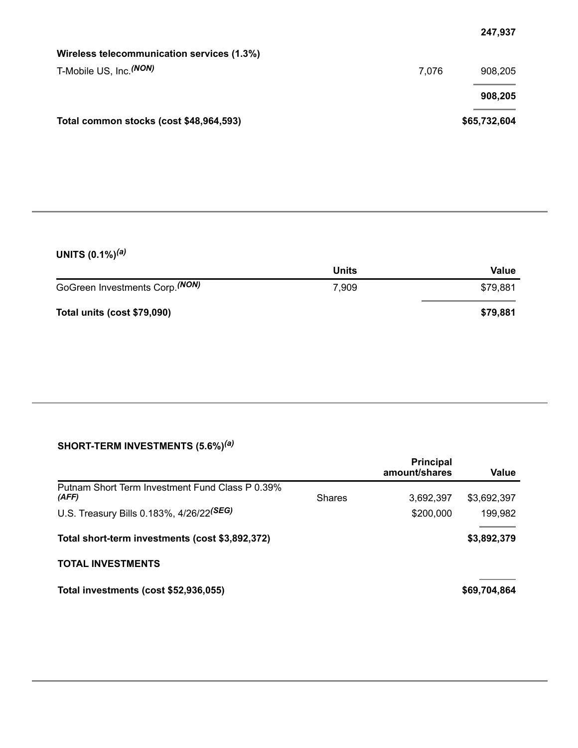| | | |
|---|---|---|
| | | **247,937** |
| **Wireless telecommunication services (1.3%)** | | |
| T-Mobile US, Inc.(NON) | 7,076 | 908,205 |
| | | **908,205** |
| **Total common stocks (cost $48,964,593)** | | **$65,732,604** |

**UNITS (0.1%)(a)**

| | Units | Value |
|---|---|---|
| GoGreen Investments Corp.(NON) | 7,909 | $79,881 |
| **Total units (cost $79,090)** | | **$79,881** |

**SHORT-TERM INVESTMENTS (5.6%)(a)**

| | | Principal amount/shares | Value |
|---|---|---|---|
| Putnam Short Term Investment Fund Class P 0.39% (AFF) | Shares | 3,692,397 | $3,692,397 |
| U.S. Treasury Bills 0.183%, 4/26/22(SEG) | | $200,000 | 199,982 |
| **Total short-term investments (cost $3,892,372)** | | | **$3,892,379** |

**TOTAL INVESTMENTS**

| | |
|---|---|
| **Total investments (cost $52,936,055)** | **$69,704,864** |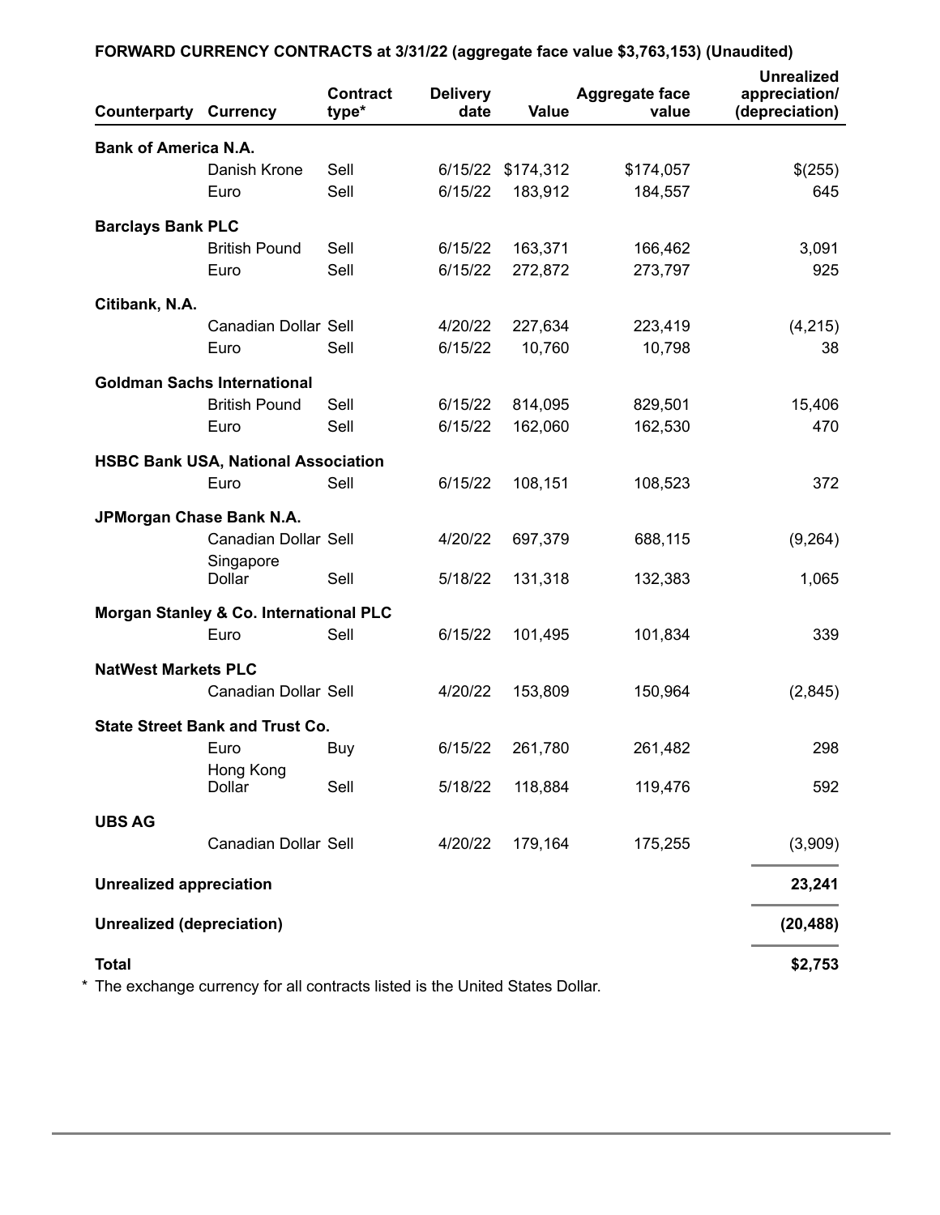**FORWARD CURRENCY CONTRACTS at 3/31/22 (aggregate face value $3,763,153) (Unaudited)**

| Counterparty | Currency | Contract type* | Delivery date | Value | Aggregate face value | Unrealized appreciation/ (depreciation) |
|---|---|---|---|---|---|---|
| **Bank of America N.A.** | | | | | | |
| | Danish Krone | Sell | 6/15/22 | $174,312 | $174,057 | $(255) |
| | Euro | Sell | 6/15/22 | 183,912 | 184,557 | 645 |
| **Barclays Bank PLC** | | | | | | |
| | British Pound | Sell | 6/15/22 | 163,371 | 166,462 | 3,091 |
| | Euro | Sell | 6/15/22 | 272,872 | 273,797 | 925 |
| **Citibank, N.A.** | | | | | | |
| | Canadian Dollar | Sell | 4/20/22 | 227,634 | 223,419 | (4,215) |
| | Euro | Sell | 6/15/22 | 10,760 | 10,798 | 38 |
| **Goldman Sachs International** | | | | | | |
| | British Pound | Sell | 6/15/22 | 814,095 | 829,501 | 15,406 |
| | Euro | Sell | 6/15/22 | 162,060 | 162,530 | 470 |
| **HSBC Bank USA, National Association** | | | | | | |
| | Euro | Sell | 6/15/22 | 108,151 | 108,523 | 372 |
| **JPMorgan Chase Bank N.A.** | | | | | | |
| | Canadian Dollar | Sell | 4/20/22 | 697,379 | 688,115 | (9,264) |
| | Singapore Dollar | Sell | 5/18/22 | 131,318 | 132,383 | 1,065 |
| **Morgan Stanley & Co. International PLC** | | | | | | |
| | Euro | Sell | 6/15/22 | 101,495 | 101,834 | 339 |
| **NatWest Markets PLC** | | | | | | |
| | Canadian Dollar | Sell | 4/20/22 | 153,809 | 150,964 | (2,845) |
| **State Street Bank and Trust Co.** | | | | | | |
| | Euro | Buy | 6/15/22 | 261,780 | 261,482 | 298 |
| | Hong Kong Dollar | Sell | 5/18/22 | 118,884 | 119,476 | 592 |
| **UBS AG** | | | | | | |
| | Canadian Dollar | Sell | 4/20/22 | 179,164 | 175,255 | (3,909) |
| **Unrealized appreciation** | | | | | | **23,241** |
| **Unrealized (depreciation)** | | | | | | **(20,488)** |
| **Total** | | | | | | **$2,753** |

\* The exchange currency for all contracts listed is the United States Dollar.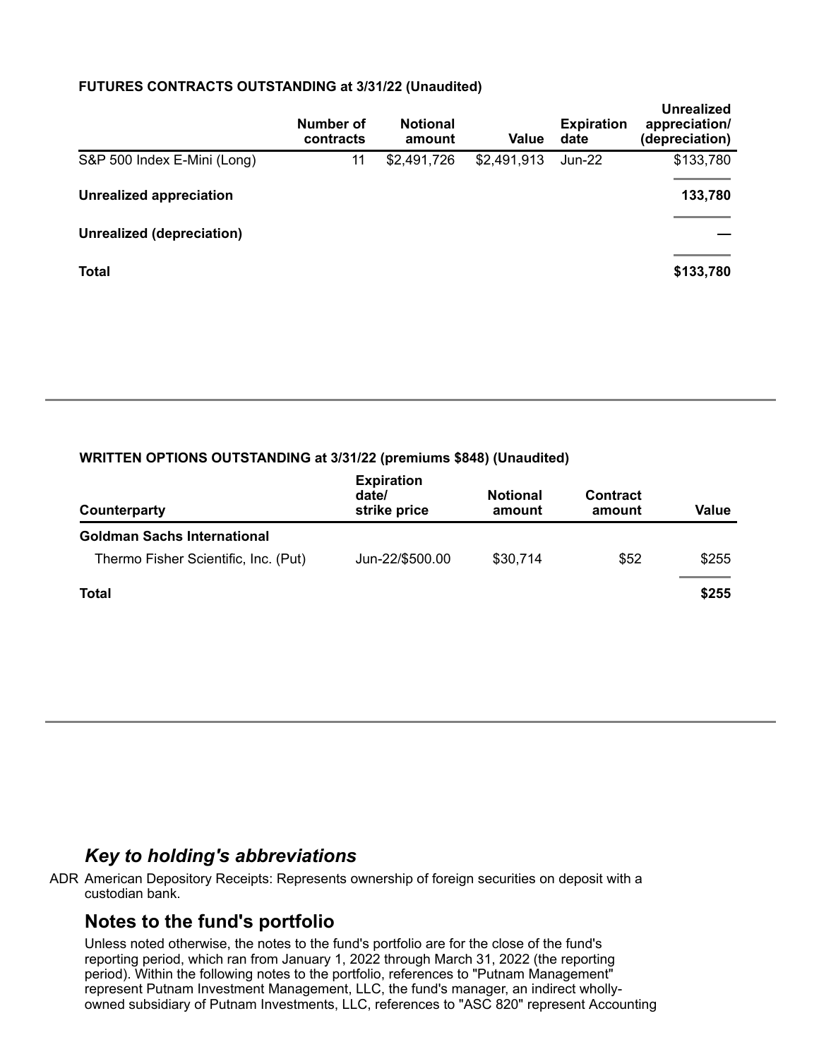**FUTURES CONTRACTS OUTSTANDING at 3/31/22 (Unaudited)**

| | Number of contracts | Notional amount | Value | Expiration date | Unrealized appreciation/ (depreciation) |
|---|---|---|---|---|---|
| S&P 500 Index E-Mini (Long) | 11 | $2,491,726 | $2,491,913 | Jun-22 | $133,780 |
| **Unrealized appreciation** | | | | | **133,780** |
| **Unrealized (depreciation)** | | | | | **—** |
| **Total** | | | | | **$133,780** |

**WRITTEN OPTIONS OUTSTANDING at 3/31/22 (premiums $848) (Unaudited)**

| Counterparty | Expiration date/ strike price | Notional amount | Contract amount | Value |
|---|---|---|---|---|
| **Goldman Sachs International** | | | | |
| Thermo Fisher Scientific, Inc. (Put) | Jun-22/$500.00 | $30,714 | $52 | $255 |
| **Total** | | | | **$255** |

## *Key to holding's abbreviations*

ADR American Depository Receipts: Represents ownership of foreign securities on deposit with a custodian bank.

## Notes to the fund's portfolio

Unless noted otherwise, the notes to the fund's portfolio are for the close of the fund's reporting period, which ran from January 1, 2022 through March 31, 2022 (the reporting period). Within the following notes to the portfolio, references to "Putnam Management" represent Putnam Investment Management, LLC, the fund's manager, an indirect wholly-owned subsidiary of Putnam Investments, LLC, references to "ASC 820" represent Accounting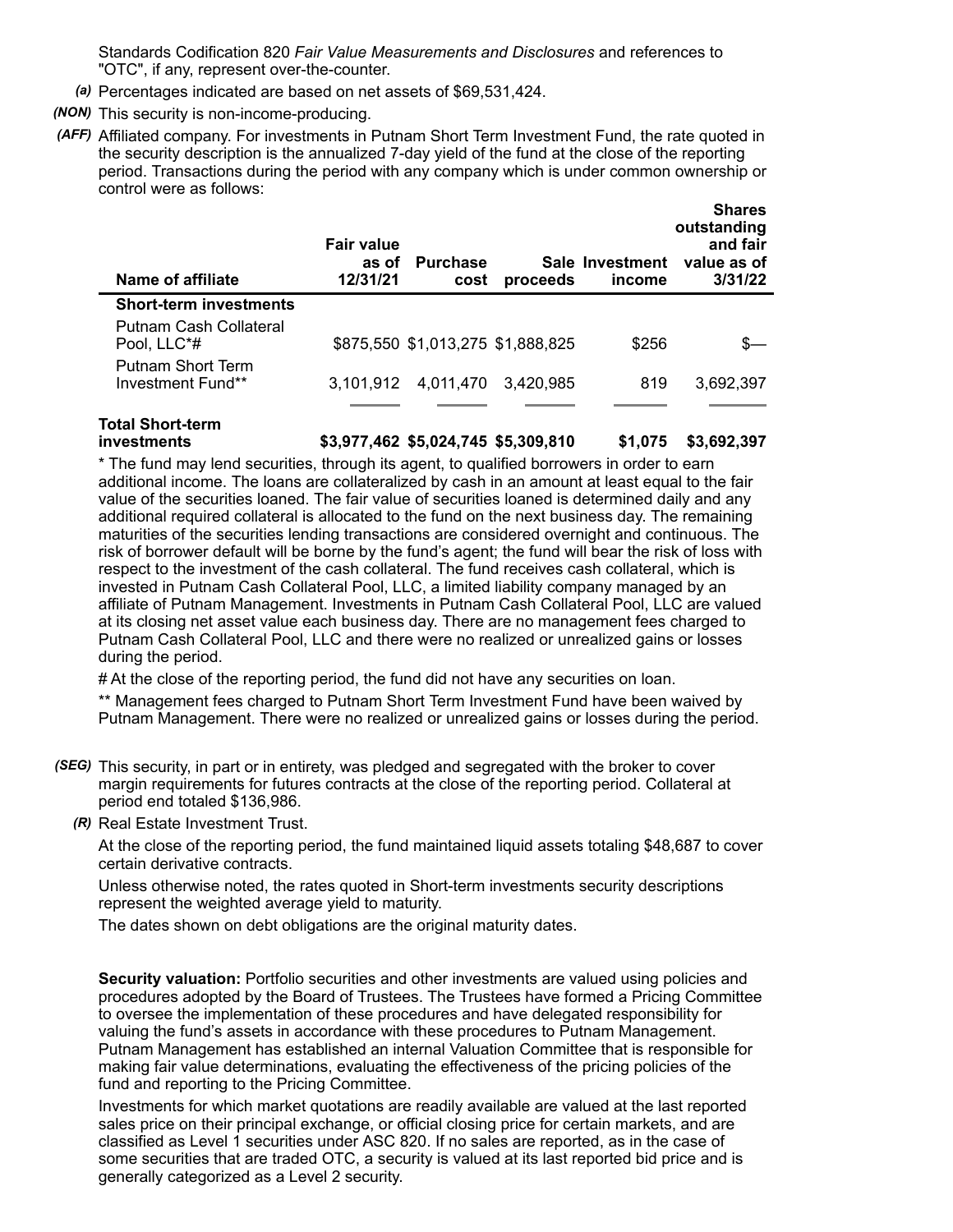Standards Codification 820 *Fair Value Measurements and Disclosures* and references to "OTC", if any, represent over-the-counter.

*(a)* Percentages indicated are based on net assets of $69,531,424.

*(NON)* This security is non-income-producing.

*(AFF)* Affiliated company. For investments in Putnam Short Term Investment Fund, the rate quoted in the security description is the annualized 7-day yield of the fund at the close of the reporting period. Transactions during the period with any company which is under common ownership or control were as follows:

| Name of affiliate | Fair value as of 12/31/21 | Purchase cost | Sale proceeds | Investment income | Shares outstanding and fair value as of 3/31/22 |
|---|---|---|---|---|---|
| **Short-term investments** | | | | | |
| Putnam Cash Collateral Pool, LLC*# | $875,550 | $1,013,275 | $1,888,825 | $256 | $— |
| Putnam Short Term Investment Fund** | 3,101,912 | 4,011,470 | 3,420,985 | 819 | 3,692,397 |
| **Total Short-term investments** | **$3,977,462** | **$5,024,745** | **$5,309,810** | **$1,075** | **$3,692,397** |

* The fund may lend securities, through its agent, to qualified borrowers in order to earn additional income. The loans are collateralized by cash in an amount at least equal to the fair value of the securities loaned. The fair value of securities loaned is determined daily and any additional required collateral is allocated to the fund on the next business day. The remaining maturities of the securities lending transactions are considered overnight and continuous. The risk of borrower default will be borne by the fund's agent; the fund will bear the risk of loss with respect to the investment of the cash collateral. The fund receives cash collateral, which is invested in Putnam Cash Collateral Pool, LLC, a limited liability company managed by an affiliate of Putnam Management. Investments in Putnam Cash Collateral Pool, LLC are valued at its closing net asset value each business day. There are no management fees charged to Putnam Cash Collateral Pool, LLC and there were no realized or unrealized gains or losses during the period.

# At the close of the reporting period, the fund did not have any securities on loan.

** Management fees charged to Putnam Short Term Investment Fund have been waived by Putnam Management. There were no realized or unrealized gains or losses during the period.

*(SEG)* This security, in part or in entirety, was pledged and segregated with the broker to cover margin requirements for futures contracts at the close of the reporting period. Collateral at period end totaled $136,986.

*(R)* Real Estate Investment Trust.

At the close of the reporting period, the fund maintained liquid assets totaling $48,687 to cover certain derivative contracts.

Unless otherwise noted, the rates quoted in Short-term investments security descriptions represent the weighted average yield to maturity.

The dates shown on debt obligations are the original maturity dates.

**Security valuation:** Portfolio securities and other investments are valued using policies and procedures adopted by the Board of Trustees. The Trustees have formed a Pricing Committee to oversee the implementation of these procedures and have delegated responsibility for valuing the fund's assets in accordance with these procedures to Putnam Management. Putnam Management has established an internal Valuation Committee that is responsible for making fair value determinations, evaluating the effectiveness of the pricing policies of the fund and reporting to the Pricing Committee.

Investments for which market quotations are readily available are valued at the last reported sales price on their principal exchange, or official closing price for certain markets, and are classified as Level 1 securities under ASC 820. If no sales are reported, as in the case of some securities that are traded OTC, a security is valued at its last reported bid price and is generally categorized as a Level 2 security.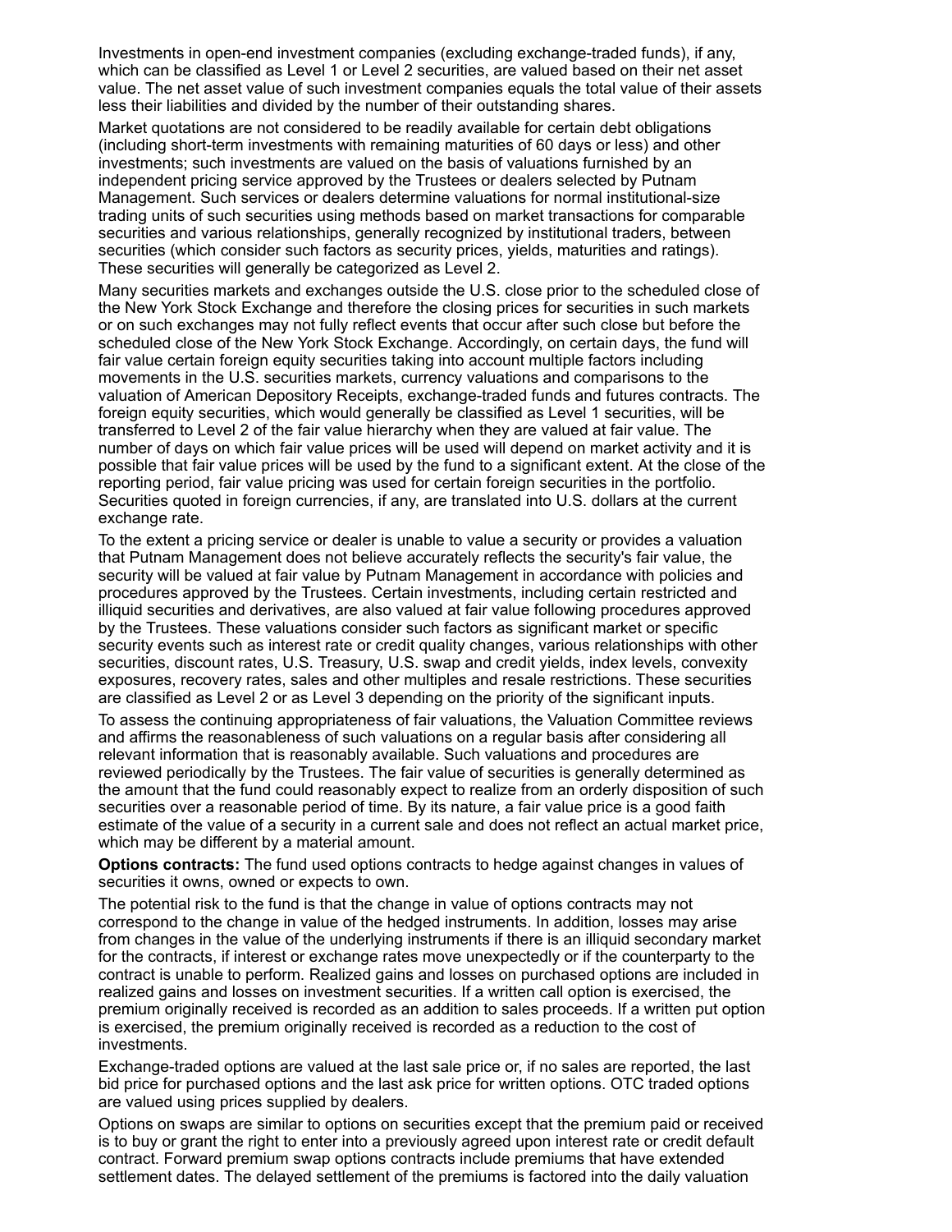Investments in open-end investment companies (excluding exchange-traded funds), if any, which can be classified as Level 1 or Level 2 securities, are valued based on their net asset value. The net asset value of such investment companies equals the total value of their assets less their liabilities and divided by the number of their outstanding shares.

Market quotations are not considered to be readily available for certain debt obligations (including short-term investments with remaining maturities of 60 days or less) and other investments; such investments are valued on the basis of valuations furnished by an independent pricing service approved by the Trustees or dealers selected by Putnam Management. Such services or dealers determine valuations for normal institutional-size trading units of such securities using methods based on market transactions for comparable securities and various relationships, generally recognized by institutional traders, between securities (which consider such factors as security prices, yields, maturities and ratings). These securities will generally be categorized as Level 2.

Many securities markets and exchanges outside the U.S. close prior to the scheduled close of the New York Stock Exchange and therefore the closing prices for securities in such markets or on such exchanges may not fully reflect events that occur after such close but before the scheduled close of the New York Stock Exchange. Accordingly, on certain days, the fund will fair value certain foreign equity securities taking into account multiple factors including movements in the U.S. securities markets, currency valuations and comparisons to the valuation of American Depository Receipts, exchange-traded funds and futures contracts. The foreign equity securities, which would generally be classified as Level 1 securities, will be transferred to Level 2 of the fair value hierarchy when they are valued at fair value. The number of days on which fair value prices will be used will depend on market activity and it is possible that fair value prices will be used by the fund to a significant extent. At the close of the reporting period, fair value pricing was used for certain foreign securities in the portfolio. Securities quoted in foreign currencies, if any, are translated into U.S. dollars at the current exchange rate.

To the extent a pricing service or dealer is unable to value a security or provides a valuation that Putnam Management does not believe accurately reflects the security's fair value, the security will be valued at fair value by Putnam Management in accordance with policies and procedures approved by the Trustees. Certain investments, including certain restricted and illiquid securities and derivatives, are also valued at fair value following procedures approved by the Trustees. These valuations consider such factors as significant market or specific security events such as interest rate or credit quality changes, various relationships with other securities, discount rates, U.S. Treasury, U.S. swap and credit yields, index levels, convexity exposures, recovery rates, sales and other multiples and resale restrictions. These securities are classified as Level 2 or as Level 3 depending on the priority of the significant inputs.

To assess the continuing appropriateness of fair valuations, the Valuation Committee reviews and affirms the reasonableness of such valuations on a regular basis after considering all relevant information that is reasonably available. Such valuations and procedures are reviewed periodically by the Trustees. The fair value of securities is generally determined as the amount that the fund could reasonably expect to realize from an orderly disposition of such securities over a reasonable period of time. By its nature, a fair value price is a good faith estimate of the value of a security in a current sale and does not reflect an actual market price, which may be different by a material amount.

**Options contracts:** The fund used options contracts to hedge against changes in values of securities it owns, owned or expects to own.

The potential risk to the fund is that the change in value of options contracts may not correspond to the change in value of the hedged instruments. In addition, losses may arise from changes in the value of the underlying instruments if there is an illiquid secondary market for the contracts, if interest or exchange rates move unexpectedly or if the counterparty to the contract is unable to perform. Realized gains and losses on purchased options are included in realized gains and losses on investment securities. If a written call option is exercised, the premium originally received is recorded as an addition to sales proceeds. If a written put option is exercised, the premium originally received is recorded as a reduction to the cost of investments.

Exchange-traded options are valued at the last sale price or, if no sales are reported, the last bid price for purchased options and the last ask price for written options. OTC traded options are valued using prices supplied by dealers.

Options on swaps are similar to options on securities except that the premium paid or received is to buy or grant the right to enter into a previously agreed upon interest rate or credit default contract. Forward premium swap options contracts include premiums that have extended settlement dates. The delayed settlement of the premiums is factored into the daily valuation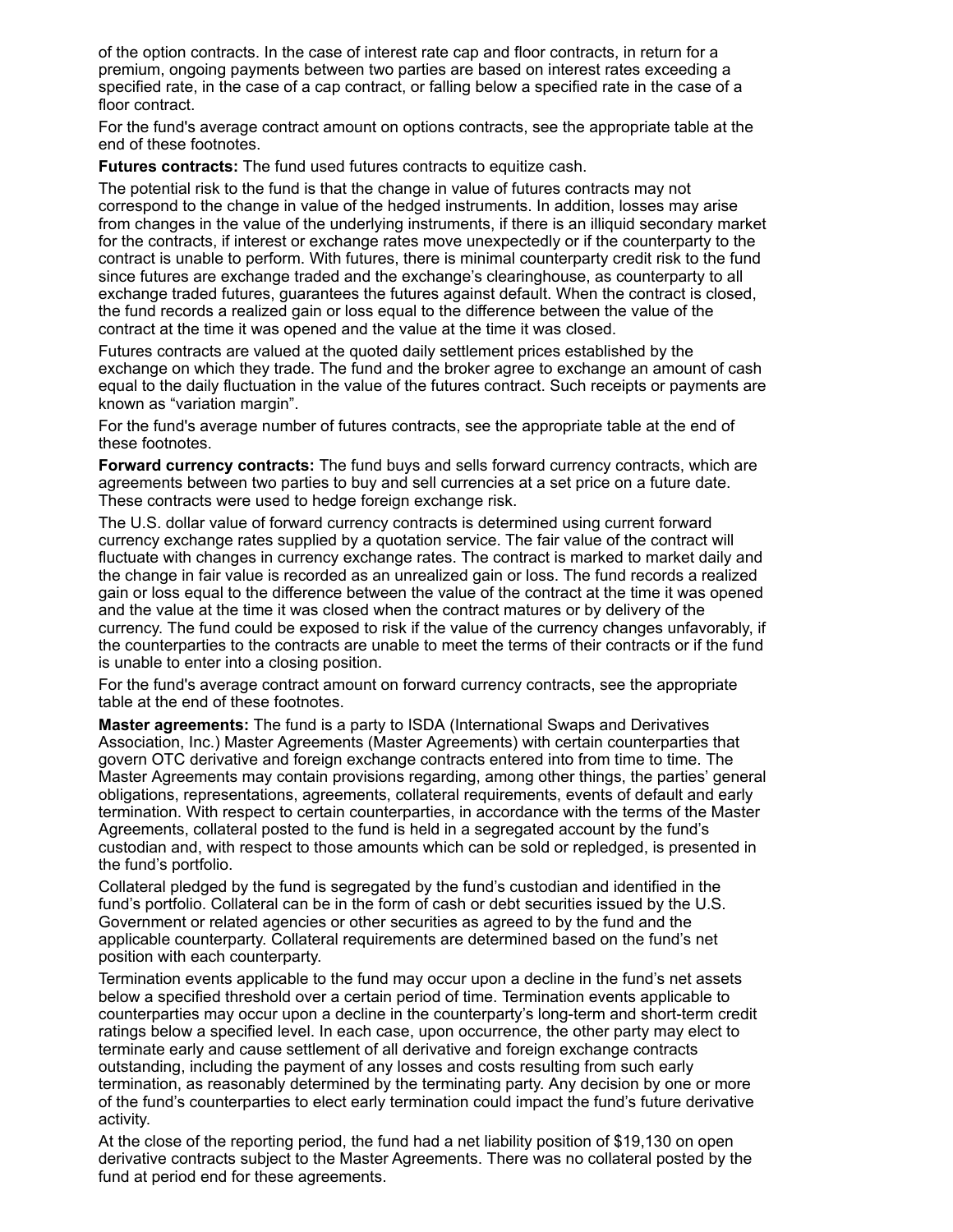of the option contracts. In the case of interest rate cap and floor contracts, in return for a premium, ongoing payments between two parties are based on interest rates exceeding a specified rate, in the case of a cap contract, or falling below a specified rate in the case of a floor contract.

For the fund's average contract amount on options contracts, see the appropriate table at the end of these footnotes.

**Futures contracts:** The fund used futures contracts to equitize cash.

The potential risk to the fund is that the change in value of futures contracts may not correspond to the change in value of the hedged instruments. In addition, losses may arise from changes in the value of the underlying instruments, if there is an illiquid secondary market for the contracts, if interest or exchange rates move unexpectedly or if the counterparty to the contract is unable to perform. With futures, there is minimal counterparty credit risk to the fund since futures are exchange traded and the exchange's clearinghouse, as counterparty to all exchange traded futures, guarantees the futures against default. When the contract is closed, the fund records a realized gain or loss equal to the difference between the value of the contract at the time it was opened and the value at the time it was closed.

Futures contracts are valued at the quoted daily settlement prices established by the exchange on which they trade. The fund and the broker agree to exchange an amount of cash equal to the daily fluctuation in the value of the futures contract. Such receipts or payments are known as "variation margin".

For the fund's average number of futures contracts, see the appropriate table at the end of these footnotes.

**Forward currency contracts:** The fund buys and sells forward currency contracts, which are agreements between two parties to buy and sell currencies at a set price on a future date. These contracts were used to hedge foreign exchange risk.

The U.S. dollar value of forward currency contracts is determined using current forward currency exchange rates supplied by a quotation service. The fair value of the contract will fluctuate with changes in currency exchange rates. The contract is marked to market daily and the change in fair value is recorded as an unrealized gain or loss. The fund records a realized gain or loss equal to the difference between the value of the contract at the time it was opened and the value at the time it was closed when the contract matures or by delivery of the currency. The fund could be exposed to risk if the value of the currency changes unfavorably, if the counterparties to the contracts are unable to meet the terms of their contracts or if the fund is unable to enter into a closing position.

For the fund's average contract amount on forward currency contracts, see the appropriate table at the end of these footnotes.

**Master agreements:** The fund is a party to ISDA (International Swaps and Derivatives Association, Inc.) Master Agreements (Master Agreements) with certain counterparties that govern OTC derivative and foreign exchange contracts entered into from time to time. The Master Agreements may contain provisions regarding, among other things, the parties' general obligations, representations, agreements, collateral requirements, events of default and early termination. With respect to certain counterparties, in accordance with the terms of the Master Agreements, collateral posted to the fund is held in a segregated account by the fund's custodian and, with respect to those amounts which can be sold or repledged, is presented in the fund's portfolio.

Collateral pledged by the fund is segregated by the fund's custodian and identified in the fund's portfolio. Collateral can be in the form of cash or debt securities issued by the U.S. Government or related agencies or other securities as agreed to by the fund and the applicable counterparty. Collateral requirements are determined based on the fund's net position with each counterparty.

Termination events applicable to the fund may occur upon a decline in the fund's net assets below a specified threshold over a certain period of time. Termination events applicable to counterparties may occur upon a decline in the counterparty's long-term and short-term credit ratings below a specified level. In each case, upon occurrence, the other party may elect to terminate early and cause settlement of all derivative and foreign exchange contracts outstanding, including the payment of any losses and costs resulting from such early termination, as reasonably determined by the terminating party. Any decision by one or more of the fund's counterparties to elect early termination could impact the fund's future derivative activity.

At the close of the reporting period, the fund had a net liability position of $19,130 on open derivative contracts subject to the Master Agreements. There was no collateral posted by the fund at period end for these agreements.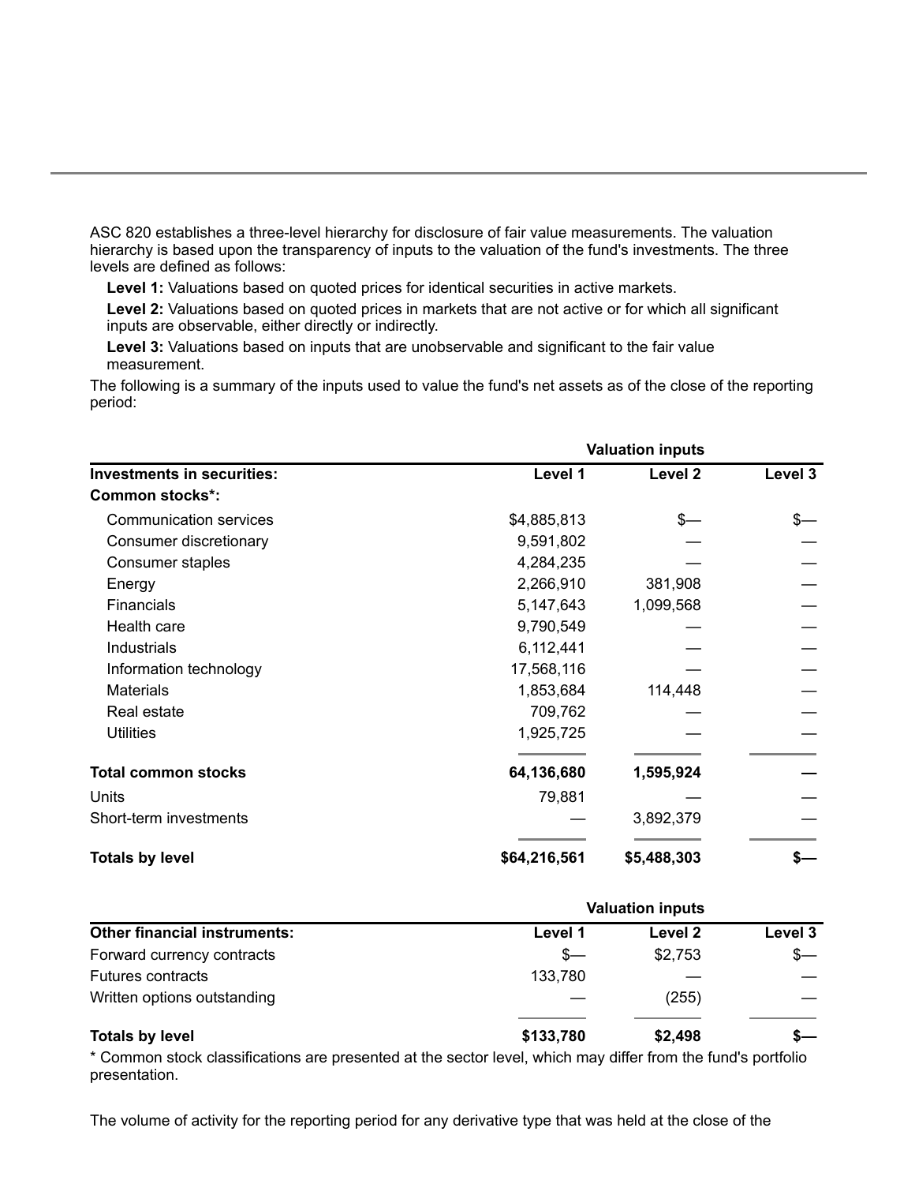ASC 820 establishes a three-level hierarchy for disclosure of fair value measurements. The valuation hierarchy is based upon the transparency of inputs to the valuation of the fund's investments. The three levels are defined as follows:

**Level 1:** Valuations based on quoted prices for identical securities in active markets.

**Level 2:** Valuations based on quoted prices in markets that are not active or for which all significant inputs are observable, either directly or indirectly.

**Level 3:** Valuations based on inputs that are unobservable and significant to the fair value measurement.

The following is a summary of the inputs used to value the fund's net assets as of the close of the reporting period:

| | Valuation inputs | | |
|---|---|---|---|
| **Investments in securities:** | **Level 1** | **Level 2** | **Level 3** |
| **Common stocks*:** | | | |
| Communication services | $4,885,813 | $— | $— |
| Consumer discretionary | 9,591,802 | — | — |
| Consumer staples | 4,284,235 | — | — |
| Energy | 2,266,910 | 381,908 | — |
| Financials | 5,147,643 | 1,099,568 | — |
| Health care | 9,790,549 | — | — |
| Industrials | 6,112,441 | — | — |
| Information technology | 17,568,116 | — | — |
| Materials | 1,853,684 | 114,448 | — |
| Real estate | 709,762 | — | — |
| Utilities | 1,925,725 | — | — |
| **Total common stocks** | **64,136,680** | **1,595,924** | **—** |
| Units | 79,881 | — | — |
| Short-term investments | — | 3,892,379 | — |
| **Totals by level** | **$64,216,561** | **$5,488,303** | **$—** |

| | Valuation inputs | | |
|---|---|---|---|
| **Other financial instruments:** | **Level 1** | **Level 2** | **Level 3** |
| Forward currency contracts | $— | $2,753 | $— |
| Futures contracts | 133,780 | — | — |
| Written options outstanding | — | (255) | — |
| **Totals by level** | **$133,780** | **$2,498** | **$—** |

* Common stock classifications are presented at the sector level, which may differ from the fund's portfolio presentation.

The volume of activity for the reporting period for any derivative type that was held at the close of the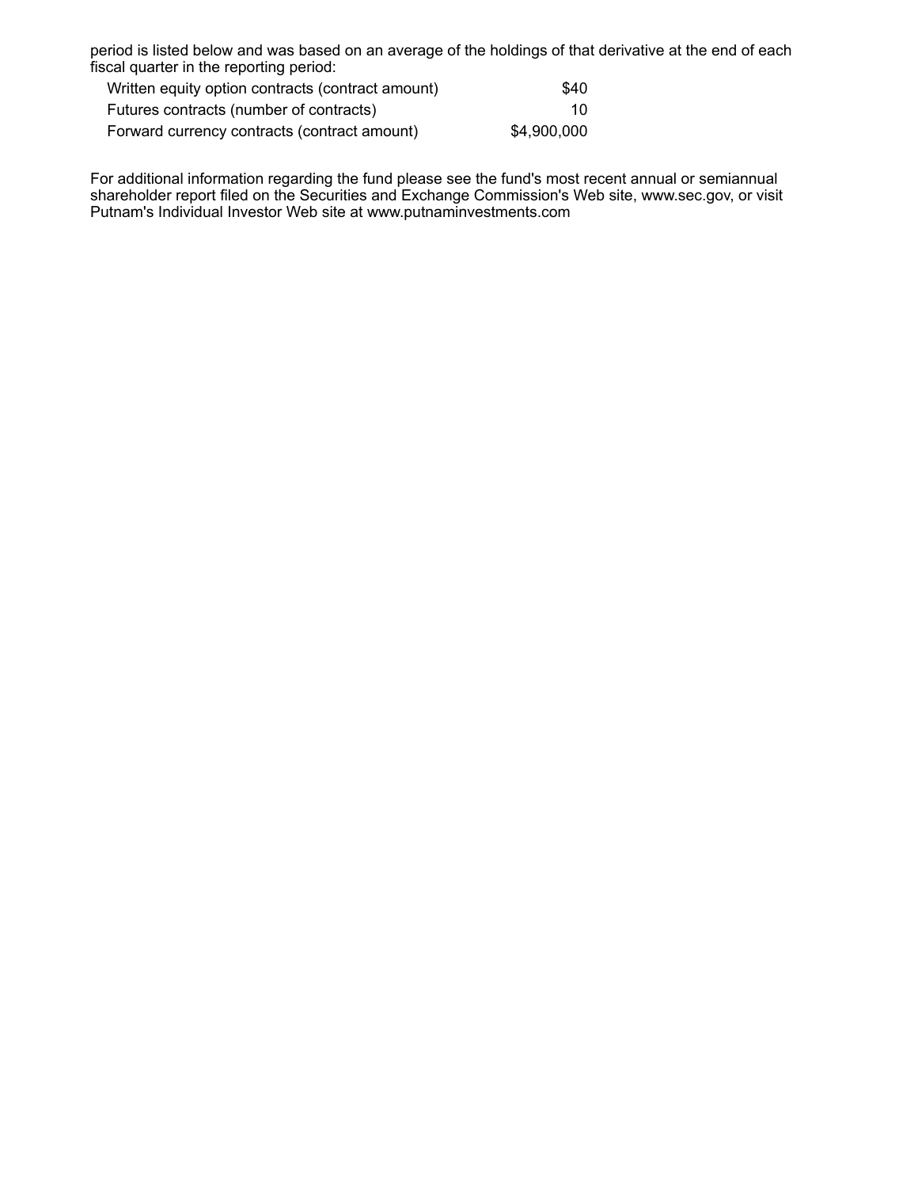period is listed below and was based on an average of the holdings of that derivative at the end of each fiscal quarter in the reporting period:

| | |
|---|---|
| Written equity option contracts (contract amount) | $40 |
| Futures contracts (number of contracts) | 10 |
| Forward currency contracts (contract amount) | $4,900,000 |

For additional information regarding the fund please see the fund's most recent annual or semiannual shareholder report filed on the Securities and Exchange Commission's Web site, www.sec.gov, or visit Putnam's Individual Investor Web site at www.putnaminvestments.com